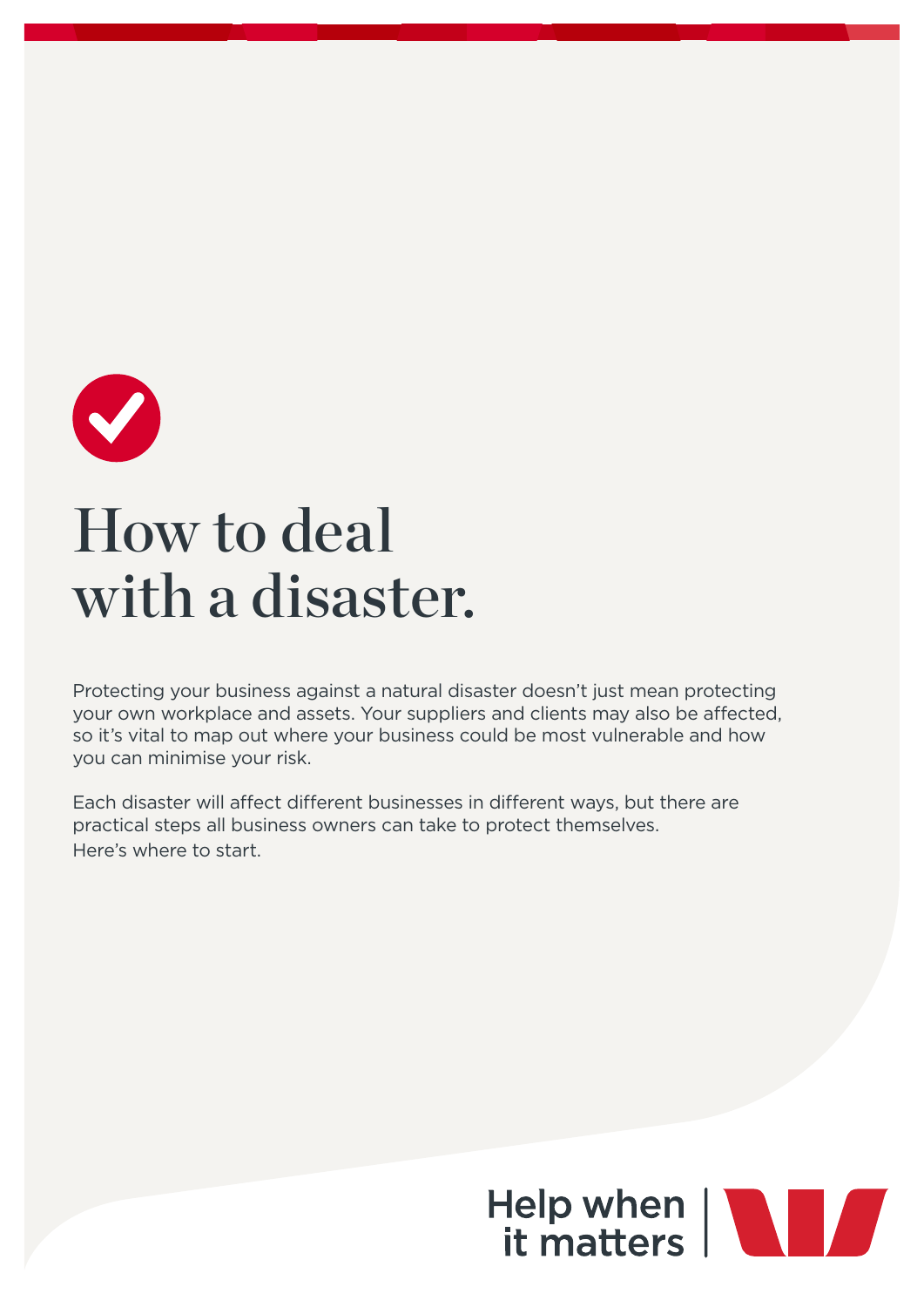# How to deal with a disaster.

Protecting your business against a natural disaster doesn't just mean protecting your own workplace and assets. Your suppliers and clients may also be affected, so it's vital to map out where your business could be most vulnerable and how you can minimise your risk.

Each disaster will affect different businesses in different ways, but there are practical steps all business owners can take to protect themselves. Here's where to start.

Help when it matters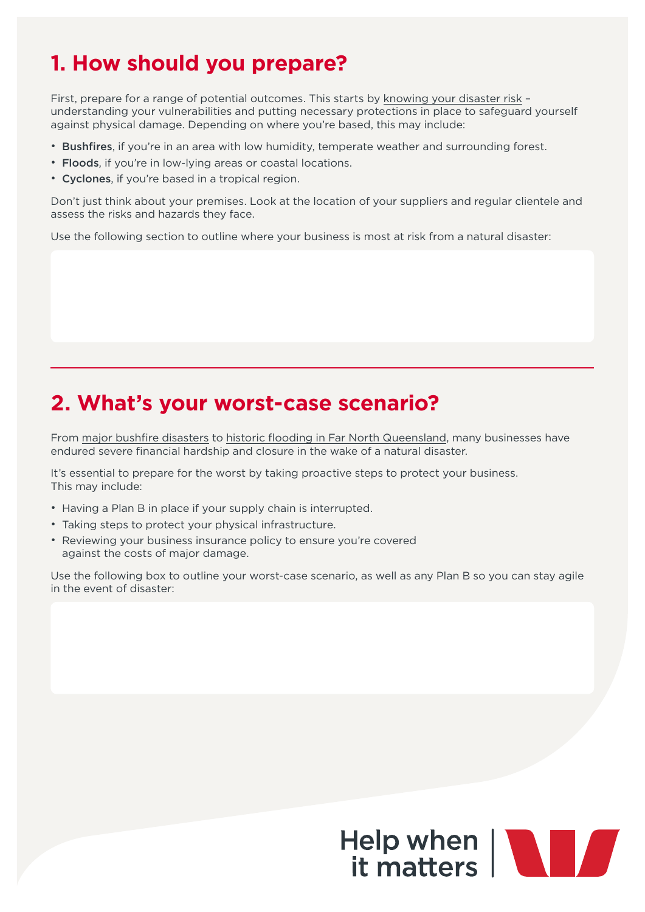## 1. How should you prepare?

First, prepare for a range of potential outcomes. This starts by knowing your disaster risk – understanding your vulnerabilities and putting necessary protections in place to safeguard yourself against physical damage. Depending on where you're based, this may include:

- **Bushfires**, if you're in an area with low humidity, temperate weather and surrounding forest.
- **Floods**, if you're in low-lying areas or coastal locations.
- **Cyclones**, if you're based in a tropical region.

Don't just think about your premises. Look at the location of your suppliers and regular clientele and assess the risks and hazards they face.

Use the following section to outline where your business is most at risk from a natural disaster:

---

## 2. What's your worst-case scenario?

From major bushfire disasters to historic flooding in Far North Queensland, many businesses have endured severe financial hardship and closure in the wake of a natural disaster.

It's essential to prepare for the worst by taking proactive steps to protect your business. This may include:

- Having a Plan B in place if your supply chain is interrupted.
- Taking steps to protect your physical infrastructure.
- Reviewing your business insurance policy to ensure you're covered against the costs of major damage.

Use the following box to outline your worst-case scenario, as well as any Plan B so you can stay agile in the event of disaster:

Help when it matters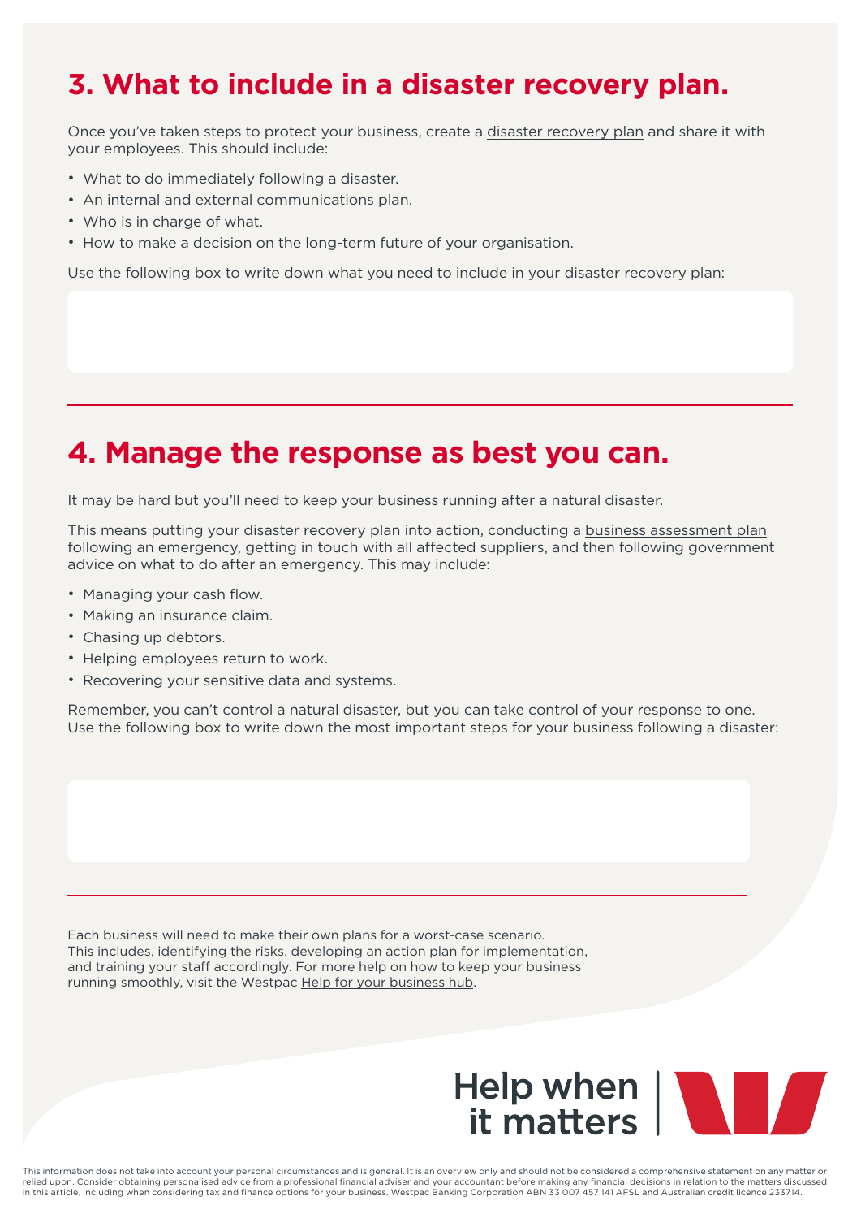## 3. What to include in a disaster recovery plan.

Once you've taken steps to protect your business, create a disaster recovery plan and share it with your employees. This should include:

- What to do immediately following a disaster.
- An internal and external communications plan.
- Who is in charge of what.
- How to make a decision on the long-term future of your organisation.

Use the following box to write down what you need to include in your disaster recovery plan:

## 4. Manage the response as best you can.

It may be hard but you'll need to keep your business running after a natural disaster.

This means putting your disaster recovery plan into action, conducting a business assessment plan following an emergency, getting in touch with all affected suppliers, and then following government advice on what to do after an emergency. This may include:

- Managing your cash flow.
- Making an insurance claim.
- Chasing up debtors.
- Helping employees return to work.
- Recovering your sensitive data and systems.

Remember, you can't control a natural disaster, but you can take control of your response to one. Use the following box to write down the most important steps for your business following a disaster:

Each business will need to make their own plans for a worst-case scenario. This includes, identifying the risks, developing an action plan for implementation, and training your staff accordingly. For more help on how to keep your business running smoothly, visit the Westpac Help for your business hub.

Help when it matters

This information does not take into account your personal circumstances and is general. It is an overview only and should not be considered a comprehensive statement on any matter or relied upon. Consider obtaining personalised advice from a professional financial adviser and your accountant before making any financial decisions in relation to the matters discussed in this article, including when considering tax and finance options for your business. Westpac Banking Corporation ABN 33 007 457 141 AFSL and Australian credit licence 233714.